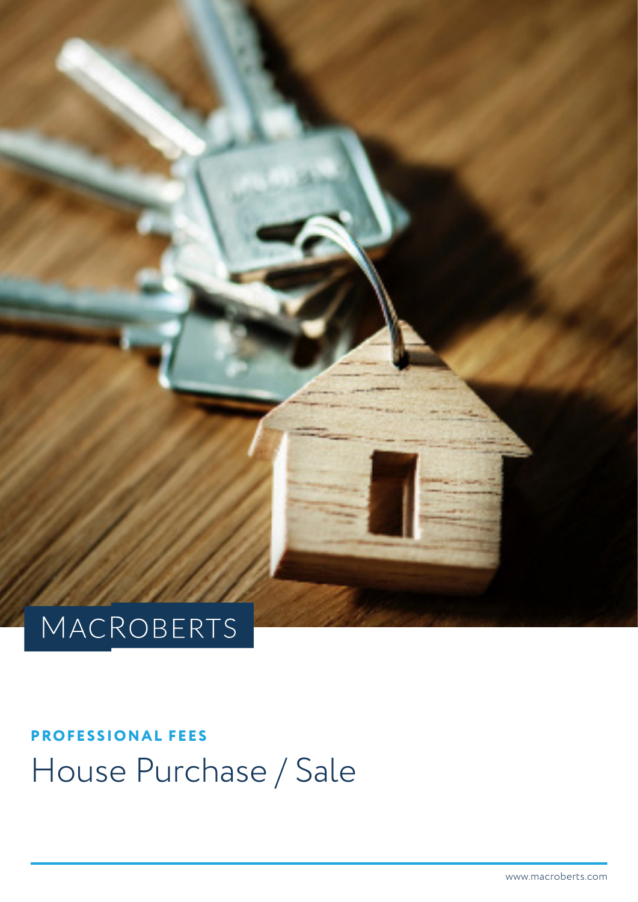MACROBERTS

**PROFESSIONAL FEES**

# House Purchase / Sale

www.macroberts.com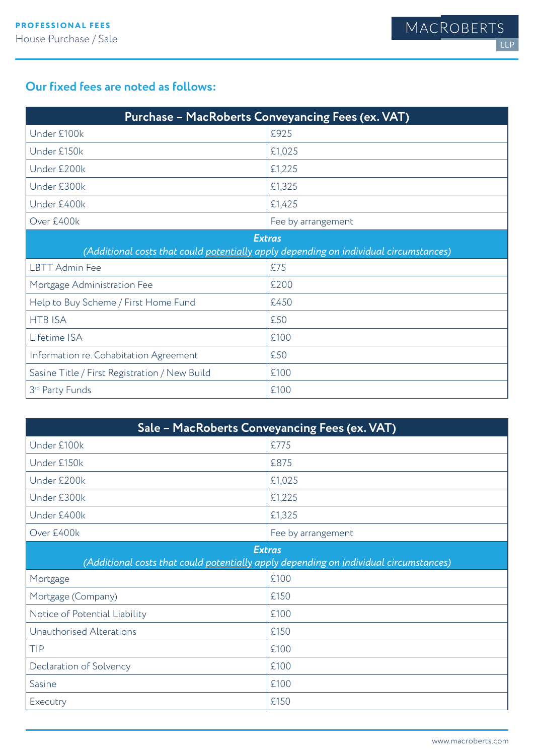## Our fixed fees are noted as follows:

| Purchase – MacRoberts Conveyancing Fees (ex. VAT) | |
|---|---|
| Under £100k | £925 |
| Under £150k | £1,025 |
| Under £200k | £1,225 |
| Under £300k | £1,325 |
| Under £400k | £1,425 |
| Over £400k | Fee by arrangement |
| ***Extras*** *(Additional costs that could potentially apply depending on individual circumstances)* | |
| LBTT Admin Fee | £75 |
| Mortgage Administration Fee | £200 |
| Help to Buy Scheme / First Home Fund | £450 |
| HTB ISA | £50 |
| Lifetime ISA | £100 |
| Information re. Cohabitation Agreement | £50 |
| Sasine Title / First Registration / New Build | £100 |
| 3rd Party Funds | £100 |

| Sale – MacRoberts Conveyancing Fees (ex. VAT) | |
|---|---|
| Under £100k | £775 |
| Under £150k | £875 |
| Under £200k | £1,025 |
| Under £300k | £1,225 |
| Under £400k | £1,325 |
| Over £400k | Fee by arrangement |
| ***Extras*** *(Additional costs that could potentially apply depending on individual circumstances)* | |
| Mortgage | £100 |
| Mortgage (Company) | £150 |
| Notice of Potential Liability | £100 |
| Unauthorised Alterations | £150 |
| TIP | £100 |
| Declaration of Solvency | £100 |
| Sasine | £100 |
| Executry | £150 |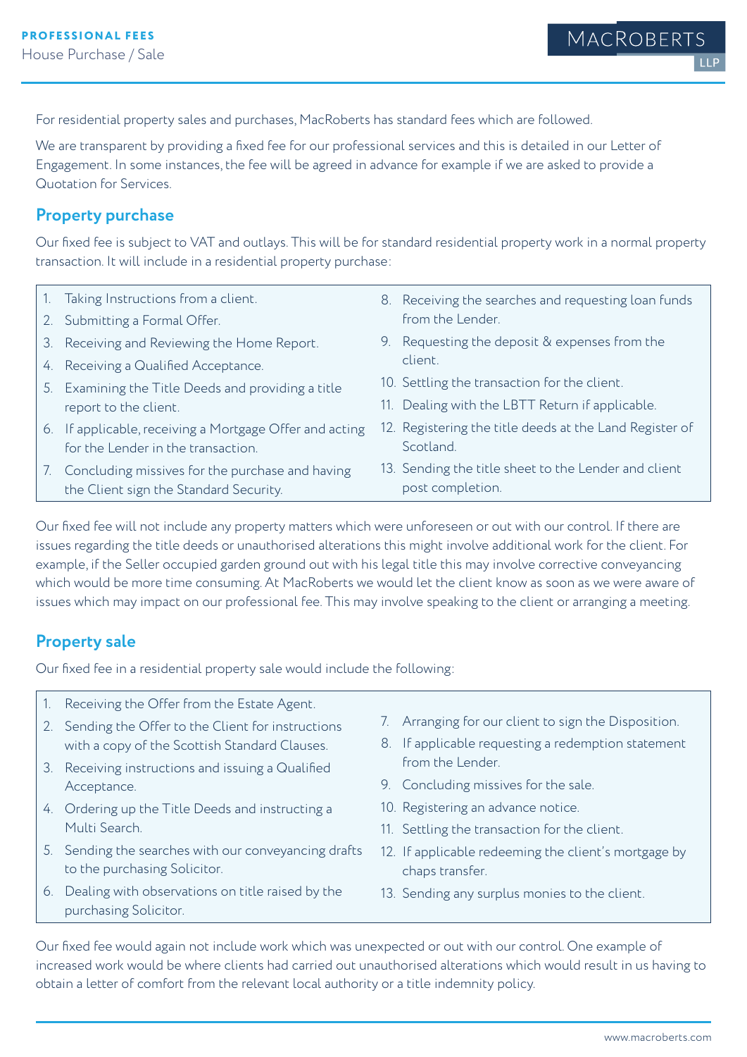**PROFESSIONAL FEES**

House Purchase / Sale

For residential property sales and purchases, MacRoberts has standard fees which are followed.

We are transparent by providing a fixed fee for our professional services and this is detailed in our Letter of Engagement. In some instances, the fee will be agreed in advance for example if we are asked to provide a Quotation for Services.

## Property purchase

Our fixed fee is subject to VAT and outlays. This will be for standard residential property work in a normal property transaction. It will include in a residential property purchase:

1. Taking Instructions from a client.
2. Submitting a Formal Offer.
3. Receiving and Reviewing the Home Report.
4. Receiving a Qualified Acceptance.
5. Examining the Title Deeds and providing a title report to the client.
6. If applicable, receiving a Mortgage Offer and acting for the Lender in the transaction.
7. Concluding missives for the purchase and having the Client sign the Standard Security.
8. Receiving the searches and requesting loan funds from the Lender.
9. Requesting the deposit & expenses from the client.
10. Settling the transaction for the client.
11. Dealing with the LBTT Return if applicable.
12. Registering the title deeds at the Land Register of Scotland.
13. Sending the title sheet to the Lender and client post completion.

Our fixed fee will not include any property matters which were unforeseen or out with our control. If there are issues regarding the title deeds or unauthorised alterations this might involve additional work for the client. For example, if the Seller occupied garden ground out with his legal title this may involve corrective conveyancing which would be more time consuming. At MacRoberts we would let the client know as soon as we were aware of issues which may impact on our professional fee. This may involve speaking to the client or arranging a meeting.

## Property sale

Our fixed fee in a residential property sale would include the following:

1. Receiving the Offer from the Estate Agent.
2. Sending the Offer to the Client for instructions with a copy of the Scottish Standard Clauses.
3. Receiving instructions and issuing a Qualified Acceptance.
4. Ordering up the Title Deeds and instructing a Multi Search.
5. Sending the searches with our conveyancing drafts to the purchasing Solicitor.
6. Dealing with observations on title raised by the purchasing Solicitor.
7. Arranging for our client to sign the Disposition.
8. If applicable requesting a redemption statement from the Lender.
9. Concluding missives for the sale.
10. Registering an advance notice.
11. Settling the transaction for the client.
12. If applicable redeeming the client's mortgage by chaps transfer.
13. Sending any surplus monies to the client.

Our fixed fee would again not include work which was unexpected or out with our control. One example of increased work would be where clients had carried out unauthorised alterations which would result in us having to obtain a letter of comfort from the relevant local authority or a title indemnity policy.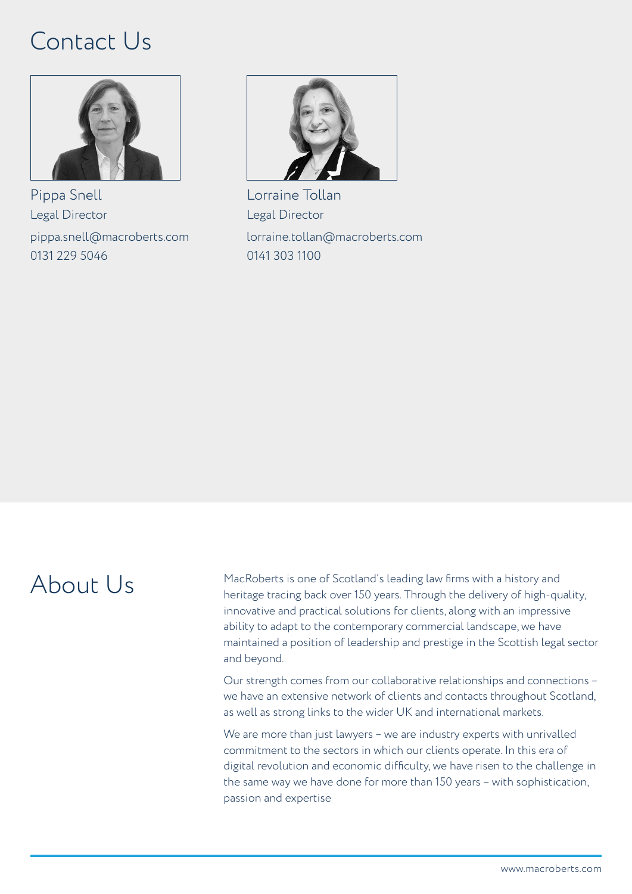# Contact Us

Pippa Snell
Legal Director
pippa.snell@macroberts.com
0131 229 5046

Lorraine Tollan
Legal Director
lorraine.tollan@macroberts.com
0141 303 1100

# About Us

MacRoberts is one of Scotland's leading law firms with a history and heritage tracing back over 150 years. Through the delivery of high-quality, innovative and practical solutions for clients, along with an impressive ability to adapt to the contemporary commercial landscape, we have maintained a position of leadership and prestige in the Scottish legal sector and beyond.

Our strength comes from our collaborative relationships and connections – we have an extensive network of clients and contacts throughout Scotland, as well as strong links to the wider UK and international markets.

We are more than just lawyers – we are industry experts with unrivalled commitment to the sectors in which our clients operate. In this era of digital revolution and economic difficulty, we have risen to the challenge in the same way we have done for more than 150 years – with sophistication, passion and expertise

www.macroberts.com